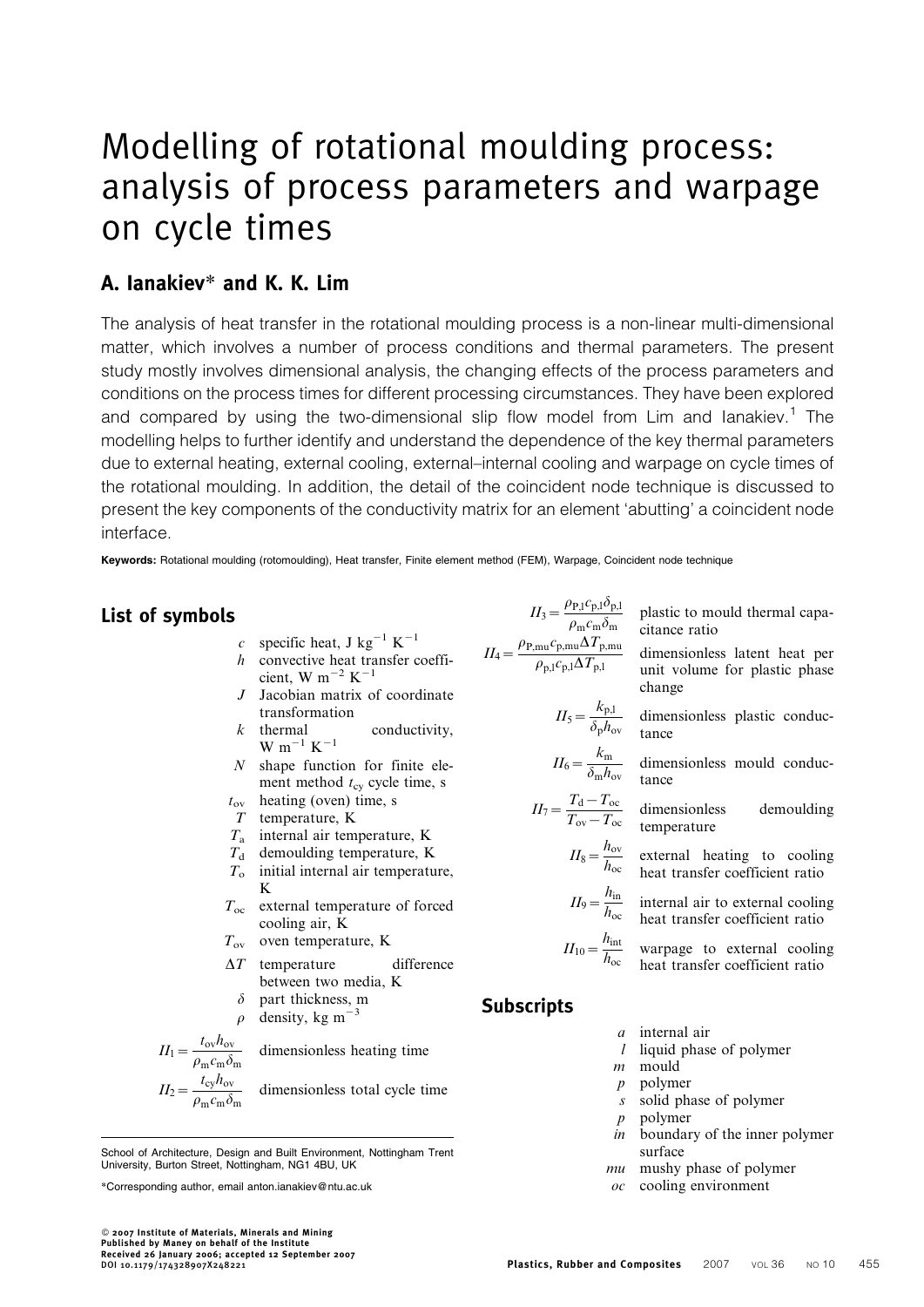# Modelling of rotational moulding process: analysis of process parameters and warpage on cycle times

## A. Ianakiev* and K. K. Lim

The analysis of heat transfer in the rotational moulding process is a non-linear multi-dimensional matter, which involves a number of process conditions and thermal parameters. The present study mostly involves dimensional analysis, the changing effects of the process parameters and conditions on the process times for different processing circumstances. They have been explored and compared by using the two-dimensional slip flow model from Lim and Ianakiev.[1] The modelling helps to further identify and understand the dependence of the key thermal parameters due to external heating, external cooling, external–internal cooling and warpage on cycle times of the rotational moulding. In addition, the detail of the coincident node technique is discussed to present the key components of the conductivity matrix for an element 'abutting' a coincident node interface.

**Keywords:** Rotational moulding (rotomoulding), Heat transfer, Finite element method (FEM), Warpage, Coincident node technique

## List of symbols

- $c$ specific heat, J kg$^{-1}$ K$^{-1}$
- $h$ convective heat transfer coefficient, W m$^{-2}$ K$^{-1}$
- $J$ Jacobian matrix of coordinate transformation
- $k$ thermal conductivity, W m$^{-1}$ K$^{-1}$
- $N$ shape function for finite element method $t_{cy}$ cycle time, s
- $t_{ov}$ heating (oven) time, s
- $T$ temperature, K
- $T_a$ internal air temperature, K
- $T_d$ demoulding temperature, K
- $T_o$ initial internal air temperature, K
- $T_{oc}$ external temperature of forced cooling air, K
- $T_{ov}$ oven temperature, K
- $\Delta T$ temperature difference between two media, K
- $\delta$ part thickness, m
- $\rho$ density, kg m$^{-3}$
- $\Pi_1 = \dfrac{t_{ov} h_{ov}}{\rho_m c_m \delta_m}$ dimensionless heating time
- $\Pi_2 = \dfrac{t_{cy} h_{ov}}{\rho_m c_m \delta_m}$ dimensionless total cycle time
- $\Pi_3 = \dfrac{\rho_{P,l} c_{p,l} \delta_{p,l}}{\rho_m c_m \delta_m}$ plastic to mould thermal capacitance ratio
- $\Pi_4 = \dfrac{\rho_{P,mu} c_{p,mu} \Delta T_{p,mu}}{\rho_{p,l} c_{p,l} \Delta T_{p,l}}$ dimensionless latent heat per unit volume for plastic phase change
- $\Pi_5 = \dfrac{k_{p,l}}{\delta_p h_{ov}}$ dimensionless plastic conductance
- $\Pi_6 = \dfrac{k_m}{\delta_m h_{ov}}$ dimensionless mould conductance
- $\Pi_7 = \dfrac{T_d - T_{oc}}{T_{ov} - T_{oc}}$ dimensionless demoulding temperature
- $\Pi_8 = \dfrac{h_{ov}}{h_{oc}}$ external heating to cooling heat transfer coefficient ratio
- $\Pi_9 = \dfrac{h_{in}}{h_{oc}}$ internal air to external cooling heat transfer coefficient ratio
- $\Pi_{10} = \dfrac{h_{int}}{h_{oc}}$ warpage to external cooling heat transfer coefficient ratio

## Subscripts

- $a$ internal air
- $l$ liquid phase of polymer
- $m$ mould
- $p$ polymer
- $s$ solid phase of polymer
- $p$ polymer
- $in$ boundary of the inner polymer surface
- $mu$ mushy phase of polymer
- $oc$ cooling environment

School of Architecture, Design and Built Environment, Nottingham Trent University, Burton Street, Nottingham, NG1 4BU, UK

*Corresponding author, email anton.ianakiev@ntu.ac.uk

© 2007 Institute of Materials, Minerals and Mining
Published by Maney on behalf of the Institute
Received 26 January 2006; accepted 12 September 2007
DOI 10.1179/174328907X248221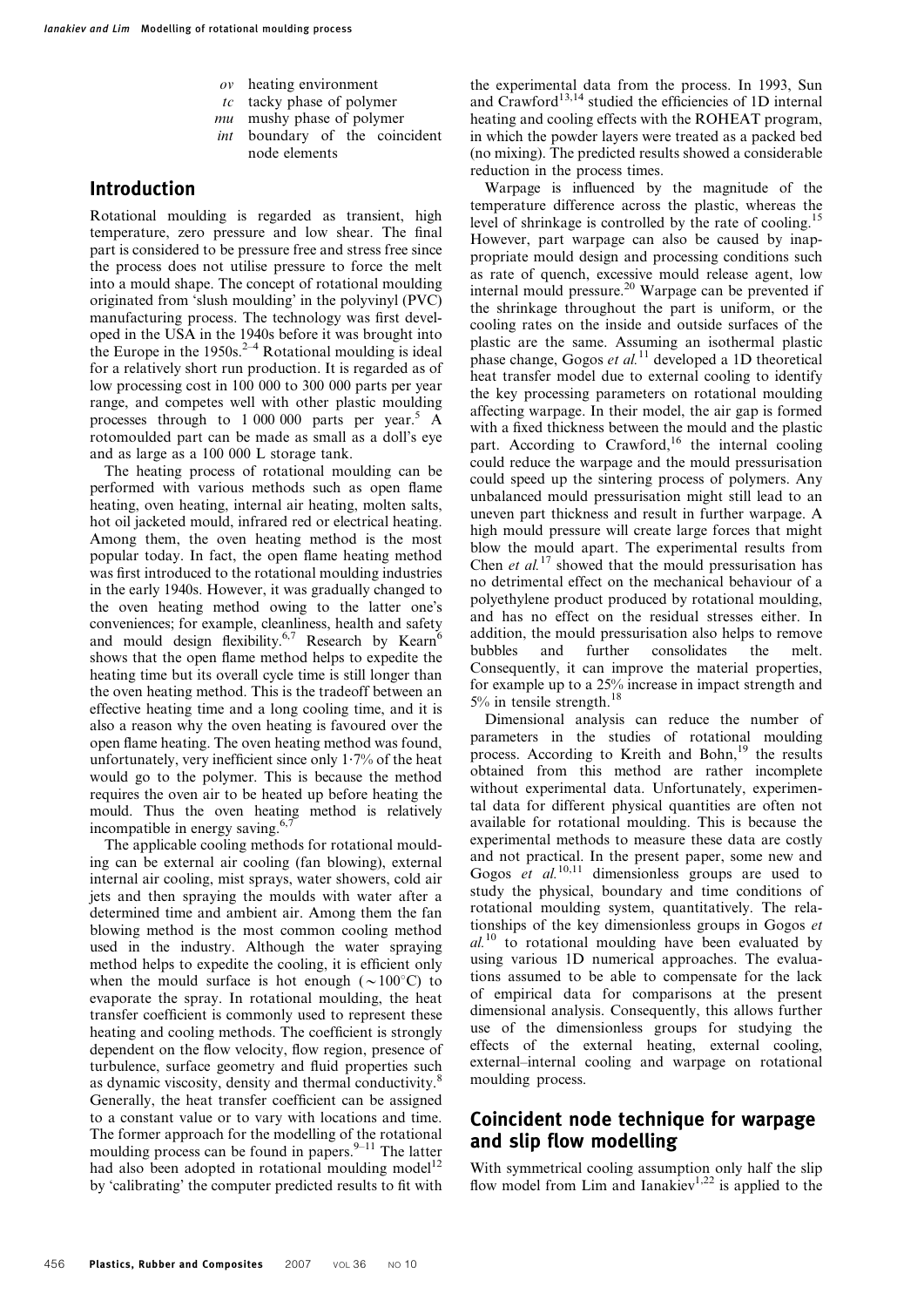| | |
|---|---|
| *ov* | heating environment |
| *tc* | tacky phase of polymer |
| *mu* | mushy phase of polymer |
| *int* | boundary of the coincident node elements |

## Introduction

Rotational moulding is regarded as transient, high temperature, zero pressure and low shear. The final part is considered to be pressure free and stress free since the process does not utilise pressure to force the melt into a mould shape. The concept of rotational moulding originated from 'slush moulding' in the polyvinyl (PVC) manufacturing process. The technology was first developed in the USA in the 1940s before it was brought into the Europe in the 1950s.[2–4] Rotational moulding is ideal for a relatively short run production. It is regarded as of low processing cost in 100 000 to 300 000 parts per year range, and competes well with other plastic moulding processes through to 1 000 000 parts per year.[5] A rotomoulded part can be made as small as a doll's eye and as large as a 100 000 L storage tank.

The heating process of rotational moulding can be performed with various methods such as open flame heating, oven heating, internal air heating, molten salts, hot oil jacketed mould, infrared red or electrical heating. Among them, the oven heating method is the most popular today. In fact, the open flame heating method was first introduced to the rotational moulding industries in the early 1940s. However, it was gradually changed to the oven heating method owing to the latter one's conveniences; for example, cleanliness, health and safety and mould design flexibility.[6,7] Research by Kearn[6] shows that the open flame method helps to expedite the heating time but its overall cycle time is still longer than the oven heating method. This is the tradeoff between an effective heating time and a long cooling time, and it is also a reason why the oven heating is favoured over the open flame heating. The oven heating method was found, unfortunately, very inefficient since only 1·7% of the heat would go to the polymer. This is because the method requires the oven air to be heated up before heating the mould. Thus the oven heating method is relatively incompatible in energy saving.[6,7]

The applicable cooling methods for rotational moulding can be external air cooling (fan blowing), external internal air cooling, mist sprays, water showers, cold air jets and then spraying the moulds with water after a determined time and ambient air. Among them the fan blowing method is the most common cooling method used in the industry. Although the water spraying method helps to expedite the cooling, it is efficient only when the mould surface is hot enough ($\sim 100^\circ$C) to evaporate the spray. In rotational moulding, the heat transfer coefficient is commonly used to represent these heating and cooling methods. The coefficient is strongly dependent on the flow velocity, flow region, presence of turbulence, surface geometry and fluid properties such as dynamic viscosity, density and thermal conductivity.[8] Generally, the heat transfer coefficient can be assigned to a constant value or to vary with locations and time. The former approach for the modelling of the rotational moulding process can be found in papers.[9–11] The latter had also been adopted in rotational moulding model[12] by 'calibrating' the computer predicted results to fit with the experimental data from the process. In 1993, Sun and Crawford[13,14] studied the efficiencies of 1D internal heating and cooling effects with the ROHEAT program, in which the powder layers were treated as a packed bed (no mixing). The predicted results showed a considerable reduction in the process times.

Warpage is influenced by the magnitude of the temperature difference across the plastic, whereas the level of shrinkage is controlled by the rate of cooling.[15] However, part warpage can also be caused by inappropriate mould design and processing conditions such as rate of quench, excessive mould release agent, low internal mould pressure.[20] Warpage can be prevented if the shrinkage throughout the part is uniform, or the cooling rates on the inside and outside surfaces of the plastic are the same. Assuming an isothermal plastic phase change, Gogos *et al.*[11] developed a 1D theoretical heat transfer model due to external cooling to identify the key processing parameters on rotational moulding affecting warpage. In their model, the air gap is formed with a fixed thickness between the mould and the plastic part. According to Crawford,[16] the internal cooling could reduce the warpage and the mould pressurisation could speed up the sintering process of polymers. Any unbalanced mould pressurisation might still lead to an uneven part thickness and result in further warpage. A high mould pressure will create large forces that might blow the mould apart. The experimental results from Chen *et al.*[17] showed that the mould pressurisation has no detrimental effect on the mechanical behaviour of a polyethylene product produced by rotational moulding, and has no effect on the residual stresses either. In addition, the mould pressurisation also helps to remove bubbles and further consolidates the melt. Consequently, it can improve the material properties, for example up to a 25% increase in impact strength and 5% in tensile strength.[18]

Dimensional analysis can reduce the number of parameters in the studies of rotational moulding process. According to Kreith and Bohn,[19] the results obtained from this method are rather incomplete without experimental data. Unfortunately, experimental data for different physical quantities are often not available for rotational moulding. This is because the experimental methods to measure these data are costly and not practical. In the present paper, some new and Gogos *et al.*[10,11] dimensionless groups are used to study the physical, boundary and time conditions of rotational moulding system, quantitatively. The relationships of the key dimensionless groups in Gogos *et al.*[10] to rotational moulding have been evaluated by using various 1D numerical approaches. The evaluations assumed to be able to compensate for the lack of empirical data for comparisons at the present dimensional analysis. Consequently, this allows further use of the dimensionless groups for studying the effects of the external heating, external cooling, external–internal cooling and warpage on rotational moulding process.

## Coincident node technique for warpage and slip flow modelling

With symmetrical cooling assumption only half the slip flow model from Lim and Ianakiev[1,22] is applied to the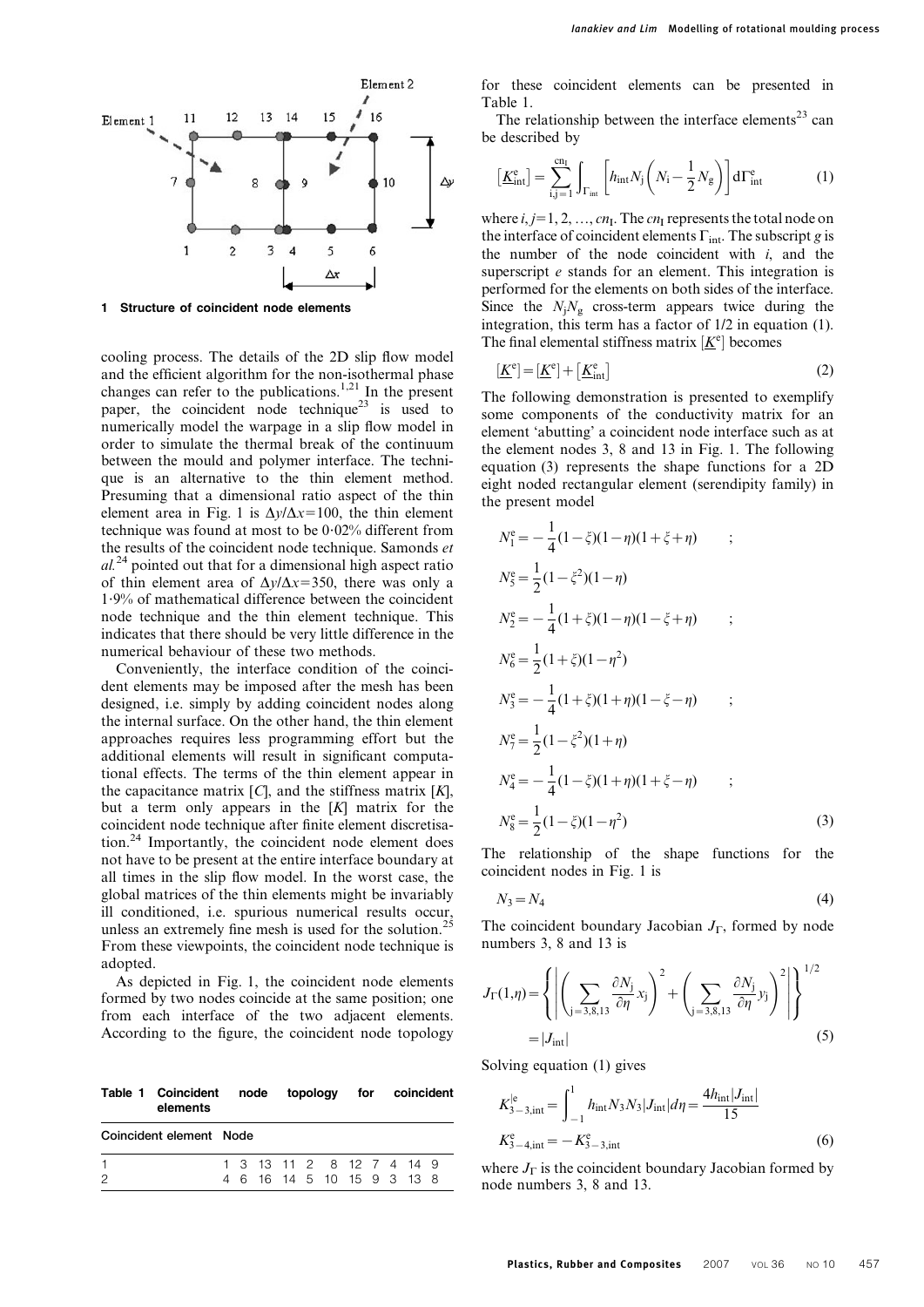1 Structure of coincident node elements

cooling process. The details of the 2D slip flow model and the efficient algorithm for the non-isothermal phase changes can refer to the publications.[1,21] In the present paper, the coincident node technique[23] is used to numerically model the warpage in a slip flow model in order to simulate the thermal break of the continuum between the mould and polymer interface. The technique is an alternative to the thin element method. Presuming that a dimensional ratio aspect of the thin element area in Fig. 1 is $\Delta y/\Delta x=100$, the thin element technique was found at most to be 0·02% different from the results of the coincident node technique. Samonds *et al.*[24] pointed out that for a dimensional high aspect ratio of thin element area of $\Delta y/\Delta x=350$, there was only a 1·9% of mathematical difference between the coincident node technique and the thin element technique. This indicates that there should be very little difference in the numerical behaviour of these two methods.

Conveniently, the interface condition of the coincident elements may be imposed after the mesh has been designed, i.e. simply by adding coincident nodes along the internal surface. On the other hand, the thin element approaches requires less programming effort but the additional elements will result in significant computational effects. The terms of the thin element appear in the capacitance matrix $[C]$, and the stiffness matrix $[K]$, but a term only appears in the $[K]$ matrix for the coincident node technique after finite element discretisation.[24] Importantly, the coincident node element does not have to be present at the entire interface boundary at all times in the slip flow model. In the worst case, the global matrices of the thin elements might be invariably ill conditioned, i.e. spurious numerical results occur, unless an extremely fine mesh is used for the solution.[25] From these viewpoints, the coincident node technique is adopted.

As depicted in Fig. 1, the coincident node elements formed by two nodes coincide at the same position; one from each interface of the two adjacent elements. According to the figure, the coincident node topology for these coincident elements can be presented in Table 1.

**Table 1 Coincident node topology for coincident elements**

| Coincident element | Node | | | | | | | | | |
|---|---|---|---|---|---|---|---|---|---|---|
| 1 | 1 | 3 | 13 | 11 | 2 | 8 | 12 | 7 | 4 | 14 | 9 |
| 2 | 4 | 6 | 16 | 14 | 5 | 10 | 15 | 9 | 3 | 13 | 8 |

The relationship between the interface elements[23] can be described by

$$\left[\underline{K}^{e}_{\text{int}}\right]=\sum_{i,j=1}^{cn_I}\int_{\Gamma_{\text{int}}}\left[h_{\text{int}}N_j\left(N_i-\frac{1}{2}N_g\right)\right]\mathrm{d}\Gamma^{e}_{\text{int}} \tag{1}$$

where $i, j=1, 2, \ldots, cn_I$. The $cn_I$ represents the total node on the interface of coincident elements $\Gamma_{\text{int}}$. The subscript $g$ is the number of the node coincident with $i$, and the superscript $e$ stands for an element. This integration is performed for the elements on both sides of the interface. Since the $N_jN_g$ cross-term appears twice during the integration, this term has a factor of 1/2 in equation (1). The final elemental stiffness matrix $[\underline{K}^e]$ becomes

$$[\underline{K}^e]=[\underline{K}^e]+\left[\underline{K}^e_{\text{int}}\right] \tag{2}$$

The following demonstration is presented to exemplify some components of the conductivity matrix for an element 'abutting' a coincident node interface such as at the element nodes 3, 8 and 13 in Fig. 1. The following equation (3) represents the shape functions for a 2D eight noded rectangular element (serendipity family) in the present model

$$\begin{aligned}
N^e_1&=-\frac{1}{4}(1-\xi)(1-\eta)(1+\xi+\eta) \quad ;\\
N^e_5&=\frac{1}{2}(1-\xi^2)(1-\eta)\\
N^e_2&=-\frac{1}{4}(1+\xi)(1-\eta)(1-\xi+\eta) \quad ;\\
N^e_6&=\frac{1}{2}(1+\xi)(1-\eta^2)\\
N^e_3&=-\frac{1}{4}(1+\xi)(1+\eta)(1-\xi-\eta) \quad ;\\
N^e_7&=\frac{1}{2}(1-\xi^2)(1+\eta)\\
N^e_4&=-\frac{1}{4}(1-\xi)(1+\eta)(1+\xi-\eta) \quad ;\\
N^e_8&=\frac{1}{2}(1-\xi)(1-\eta^2)
\end{aligned} \tag{3}$$

The relationship of the shape functions for the coincident nodes in Fig. 1 is

$$N_3=N_4 \tag{4}$$

The coincident boundary Jacobian $J_\Gamma$, formed by node numbers 3, 8 and 13 is

$$J_\Gamma(1,\eta)=\left\{\left|\left(\sum_{j=3,8,13}\frac{\partial N_j}{\partial\eta}x_j\right)^2+\left(\sum_{j=3,8,13}\frac{\partial N_j}{\partial\eta}y_j\right)^2\right|\right\}^{1/2}=|J_{\text{int}}| \tag{5}$$

Solving equation (1) gives

$$\begin{aligned}
K^{|e}_{3-3,\text{int}}&=\int_{-1}^{1}h_{\text{int}}N_3N_3|J_{\text{int}}|d\eta=\frac{4h_{\text{int}}|J_{\text{int}}|}{15}\\
K^e_{3-4,\text{int}}&=-K^e_{3-3,\text{int}}
\end{aligned} \tag{6}$$

where $J_\Gamma$ is the coincident boundary Jacobian formed by node numbers 3, 8 and 13.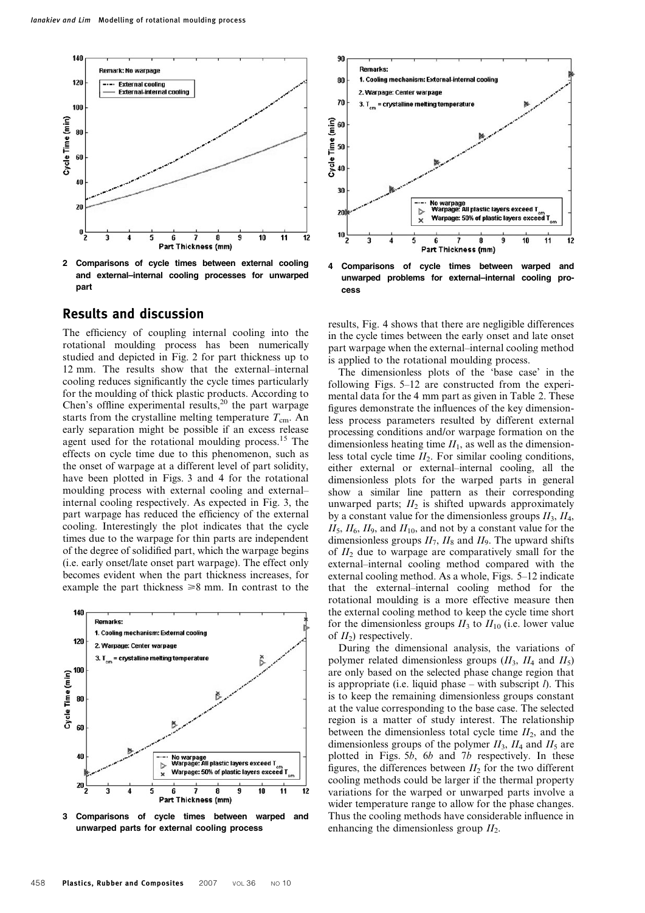2 Comparisons of cycle times between external cooling and external–internal cooling processes for unwarped part

3 Comparisons of cycle times between warped and unwarped parts for external cooling process

4 Comparisons of cycle times between warped and unwarped problems for external–internal cooling process

## Results and discussion

The efficiency of coupling internal cooling into the rotational moulding process has been numerically studied and depicted in Fig. 2 for part thickness up to 12 mm. The results show that the external–internal cooling reduces significantly the cycle times particularly for the moulding of thick plastic products. According to Chen's offline experimental results,[20] the part warpage starts from the crystalline melting temperature $T_{cm}$. An early separation might be possible if an excess release agent used for the rotational moulding process.[15] The effects on cycle time due to this phenomenon, such as the onset of warpage at a different level of part solidity, have been plotted in Figs. 3 and 4 for the rotational moulding process with external cooling and external–internal cooling respectively. As expected in Fig. 3, the part warpage has reduced the efficiency of the external cooling. Interestingly the plot indicates that the cycle times due to the warpage for thin parts are independent of the degree of solidified part, which the warpage begins (i.e. early onset/late onset part warpage). The effect only becomes evident when the part thickness increases, for example the part thickness $\geqslant$8 mm. In contrast to the results, Fig. 4 shows that there are negligible differences in the cycle times between the early onset and late onset part warpage when the external–internal cooling method is applied to the rotational moulding process.

The dimensionless plots of the 'base case' in the following Figs. 5–12 are constructed from the experimental data for the 4 mm part as given in Table 2. These figures demonstrate the influences of the key dimensionless process parameters resulted by different external processing conditions and/or warpage formation on the dimensionless heating time $\Pi_1$, as well as the dimensionless total cycle time $\Pi_2$. For similar cooling conditions, either external or external–internal cooling, all the dimensionless plots for the warped parts in general show a similar line pattern as their corresponding unwarped parts; $\Pi_2$ is shifted upwards approximately by a constant value for the dimensionless groups $\Pi_3$, $\Pi_4$, $\Pi_5$, $\Pi_6$, $\Pi_9$, and $\Pi_{10}$, and not by a constant value for the dimensionless groups $\Pi_7$, $\Pi_8$ and $\Pi_9$. The upward shifts of $\Pi_2$ due to warpage are comparatively small for the external–internal cooling method compared with the external cooling method. As a whole, Figs. 5–12 indicate that the external–internal cooling method for the rotational moulding is a more effective measure then the external cooling method to keep the cycle time short for the dimensionless groups $\Pi_3$ to $\Pi_{10}$ (i.e. lower value of $\Pi_2$) respectively.

During the dimensional analysis, the variations of polymer related dimensionless groups ($\Pi_3$, $\Pi_4$ and $\Pi_5$) are only based on the selected phase change region that is appropriate (i.e. liquid phase – with subscript $l$). This is to keep the remaining dimensionless groups constant at the value corresponding to the base case. The selected region is a matter of study interest. The relationship between the dimensionless total cycle time $\Pi_2$, and the dimensionless groups of the polymer $\Pi_3$, $\Pi_4$ and $\Pi_5$ are plotted in Figs. 5*b*, 6*b* and 7*b* respectively. In these figures, the differences between $\Pi_2$ for the two different cooling methods could be larger if the thermal property variations for the warped or unwarped parts involve a wider temperature range to allow for the phase changes. Thus the cooling methods have considerable influence in enhancing the dimensionless group $\Pi_2$.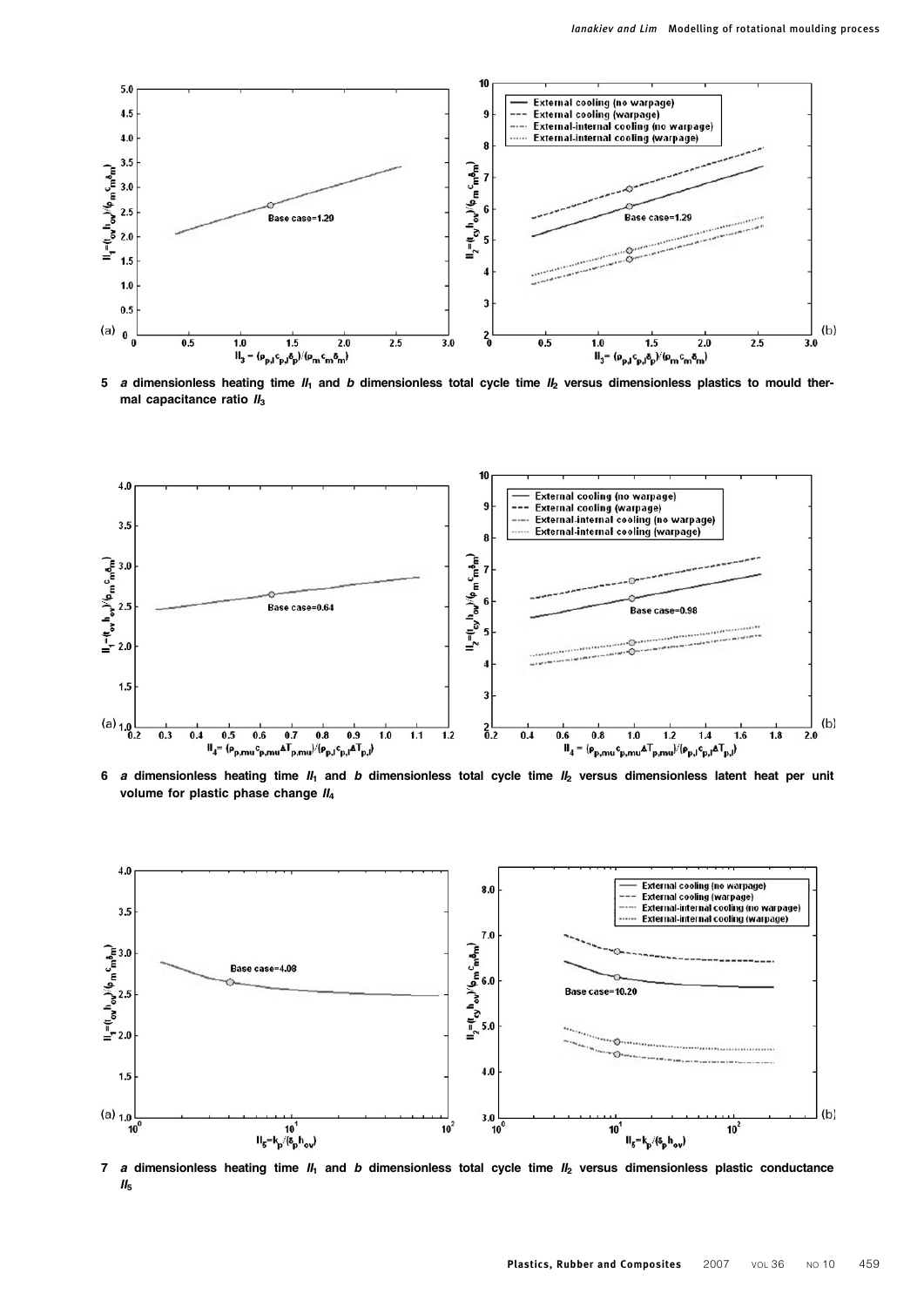5 *a* dimensionless heating time $\Pi_1$ and *b* dimensionless total cycle time $\Pi_2$ versus dimensionless plastics to mould thermal capacitance ratio $\Pi_3$

6 *a* dimensionless heating time $\Pi_1$ and *b* dimensionless total cycle time $\Pi_2$ versus dimensionless latent heat per unit volume for plastic phase change $\Pi_4$

7 *a* dimensionless heating time $\Pi_1$ and *b* dimensionless total cycle time $\Pi_2$ versus dimensionless plastic conductance $\Pi_5$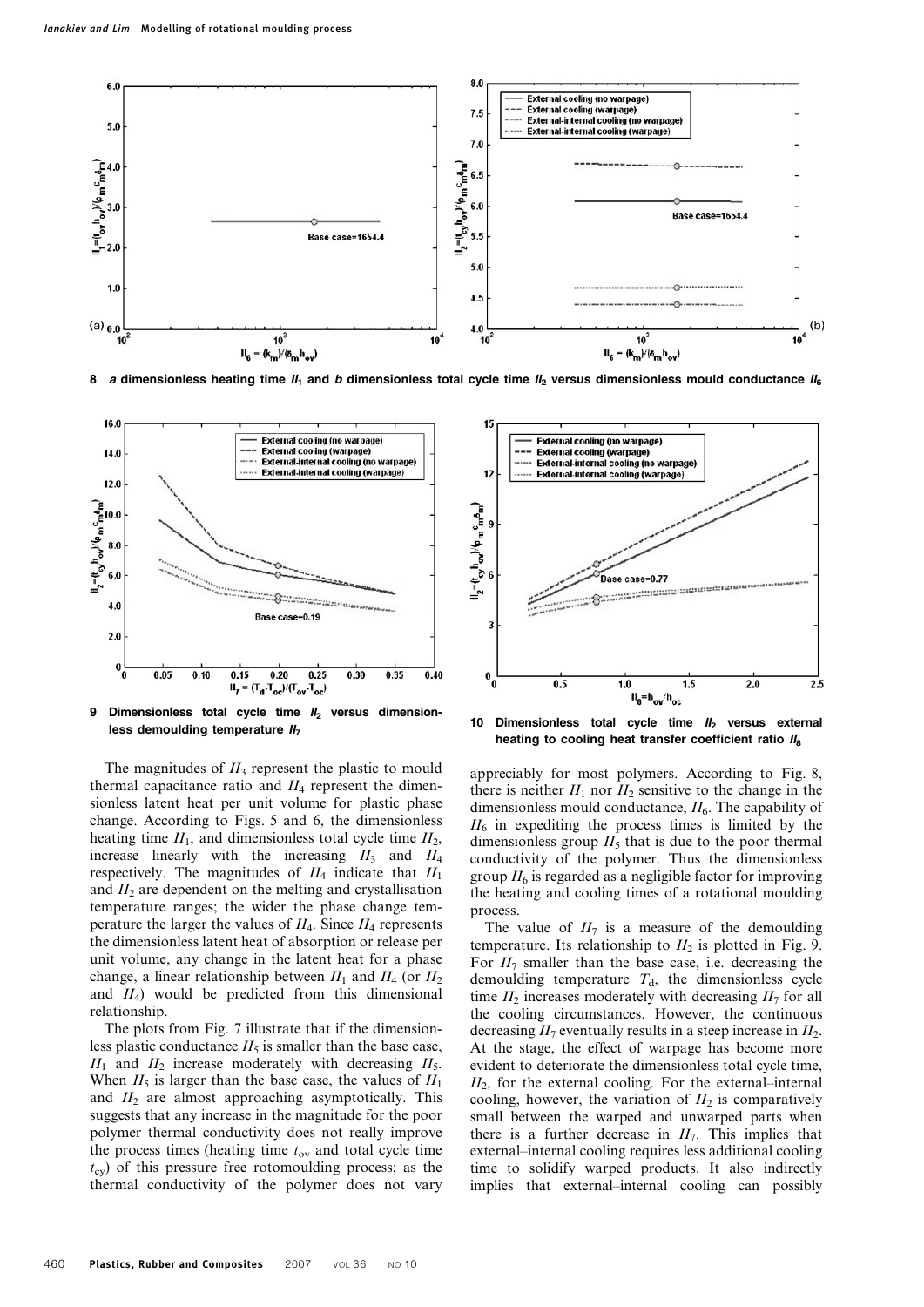8 *a* dimensionless heating time $\Pi_1$ and *b* dimensionless total cycle time $\Pi_2$ versus dimensionless mould conductance $\Pi_6$

9 Dimensionless total cycle time $\Pi_2$ versus dimensionless demoulding temperature $\Pi_7$

10 Dimensionless total cycle time $\Pi_2$ versus external heating to cooling heat transfer coefficient ratio $\Pi_8$

The magnitudes of $\Pi_3$ represent the plastic to mould thermal capacitance ratio and $\Pi_4$ represent the dimensionless latent heat per unit volume for plastic phase change. According to Figs. 5 and 6, the dimensionless heating time $\Pi_1$, and dimensionless total cycle time $\Pi_2$, increase linearly with the increasing $\Pi_3$ and $\Pi_4$ respectively. The magnitudes of $\Pi_4$ indicate that $\Pi_1$ and $\Pi_2$ are dependent on the melting and crystallisation temperature ranges; the wider the phase change temperature the larger the values of $\Pi_4$. Since $\Pi_4$ represents the dimensionless latent heat of absorption or release per unit volume, any change in the latent heat for a phase change, a linear relationship between $\Pi_1$ and $\Pi_4$ (or $\Pi_2$ and $\Pi_4$) would be predicted from this dimensional relationship.

The plots from Fig. 7 illustrate that if the dimensionless plastic conductance $\Pi_5$ is smaller than the base case, $\Pi_1$ and $\Pi_2$ increase moderately with decreasing $\Pi_5$. When $\Pi_5$ is larger than the base case, the values of $\Pi_1$ and $\Pi_2$ are almost approaching asymptotically. This suggests that any increase in the magnitude for the poor polymer thermal conductivity does not really improve the process times (heating time $t_{ov}$ and total cycle time $t_{cy}$) of this pressure free rotomoulding process; as the thermal conductivity of the polymer does not vary appreciably for most polymers. According to Fig. 8, there is neither $\Pi_1$ nor $\Pi_2$ sensitive to the change in the dimensionless mould conductance, $\Pi_6$. The capability of $\Pi_6$ in expediting the process times is limited by the dimensionless group $\Pi_5$ that is due to the poor thermal conductivity of the polymer. Thus the dimensionless group $\Pi_6$ is regarded as a negligible factor for improving the heating and cooling times of a rotational moulding process.

The value of $\Pi_7$ is a measure of the demoulding temperature. Its relationship to $\Pi_2$ is plotted in Fig. 9. For $\Pi_7$ smaller than the base case, i.e. decreasing the demoulding temperature $T_d$, the dimensionless cycle time $\Pi_2$ increases moderately with decreasing $\Pi_7$ for all the cooling circumstances. However, the continuous decreasing $\Pi_7$ eventually results in a steep increase in $\Pi_2$. At the stage, the effect of warpage has become more evident to deteriorate the dimensionless total cycle time, $\Pi_2$, for the external cooling. For the external–internal cooling, however, the variation of $\Pi_2$ is comparatively small between the warped and unwarped parts when there is a further decrease in $\Pi_7$. This implies that external–internal cooling requires less additional cooling time to solidify warped products. It also indirectly implies that external–internal cooling can possibly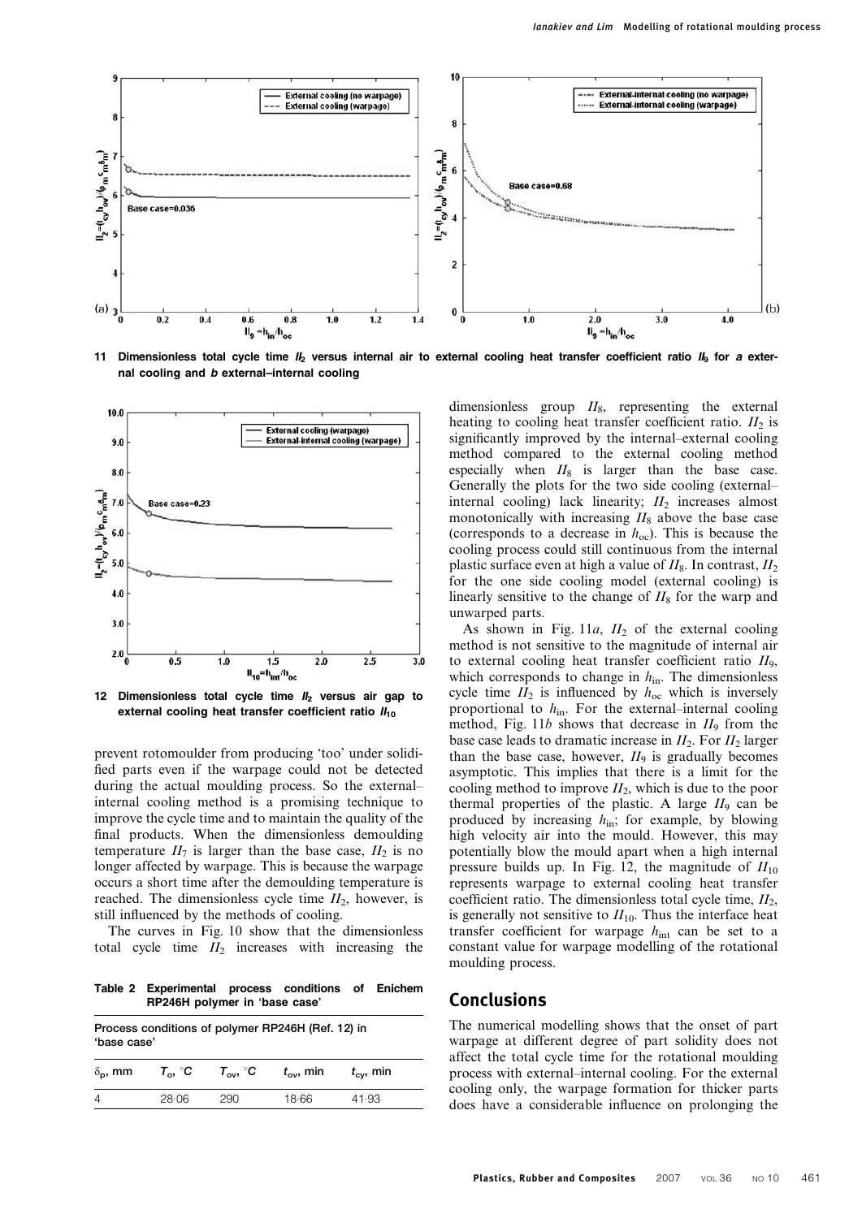11 Dimensionless total cycle time $\Pi_2$ versus internal air to external cooling heat transfer coefficient ratio $\Pi_9$ for *a* external cooling and *b* external–internal cooling

12 Dimensionless total cycle time $\Pi_2$ versus air gap to external cooling heat transfer coefficient ratio $\Pi_{10}$

prevent rotomoulder from producing 'too' under solidified parts even if the warpage could not be detected during the actual moulding process. So the external–internal cooling method is a promising technique to improve the cycle time and to maintain the quality of the final products. When the dimensionless demoulding temperature $\Pi_7$ is larger than the base case, $\Pi_2$ is no longer affected by warpage. This is because the warpage occurs a short time after the demoulding temperature is reached. The dimensionless cycle time $\Pi_2$, however, is still influenced by the methods of cooling.

The curves in Fig. 10 show that the dimensionless total cycle time $\Pi_2$ increases with increasing the dimensionless group $\Pi_8$, representing the external heating to cooling heat transfer coefficient ratio. $\Pi_2$ is significantly improved by the internal–external cooling method compared to the external cooling method especially when $\Pi_8$ is larger than the base case. Generally the plots for the two side cooling (external–internal cooling) lack linearity; $\Pi_2$ increases almost monotonically with increasing $\Pi_8$ above the base case (corresponds to a decrease in $h_{oc}$). This is because the cooling process could still continuous from the internal plastic surface even at high a value of $\Pi_8$. In contrast, $\Pi_2$ for the one side cooling model (external cooling) is linearly sensitive to the change of $\Pi_8$ for the warp and unwarped parts.

As shown in Fig. 11*a*, $\Pi_2$ of the external cooling method is not sensitive to the magnitude of internal air to external cooling heat transfer coefficient ratio $\Pi_9$, which corresponds to change in $h_{in}$. The dimensionless cycle time $\Pi_2$ is influenced by $h_{oc}$ which is inversely proportional to $h_{in}$. For the external–internal cooling method, Fig. 11*b* shows that decrease in $\Pi_9$ from the base case leads to dramatic increase in $\Pi_2$. For $\Pi_2$ larger than the base case, however, $\Pi_9$ is gradually becomes asymptotic. This implies that there is a limit for the cooling method to improve $\Pi_2$, which is due to the poor thermal properties of the plastic. A large $\Pi_9$ can be produced by increasing $h_{in}$; for example, by blowing high velocity air into the mould. However, this may potentially blow the mould apart when a high internal pressure builds up. In Fig. 12, the magnitude of $\Pi_{10}$ represents warpage to external cooling heat transfer coefficient ratio. The dimensionless total cycle time, $\Pi_2$, is generally not sensitive to $\Pi_{10}$. Thus the interface heat transfer coefficient for warpage $h_{int}$ can be set to a constant value for warpage modelling of the rotational moulding process.

**Table 2 Experimental process conditions of Enichem RP246H polymer in 'base case'**

| Process conditions of polymer RP246H (Ref. 12) in 'base case' | | | | |
|---|---|---|---|---|
| $\delta_p$, mm | $T_o$, °C | $T_{ov}$, °C | $t_{ov}$, min | $t_{cy}$, min |
| 4 | 28·06 | 290 | 18·66 | 41·93 |

## Conclusions

The numerical modelling shows that the onset of part warpage at different degree of part solidity does not affect the total cycle time for the rotational moulding process with external–internal cooling. For the external cooling only, the warpage formation for thicker parts does have a considerable influence on prolonging the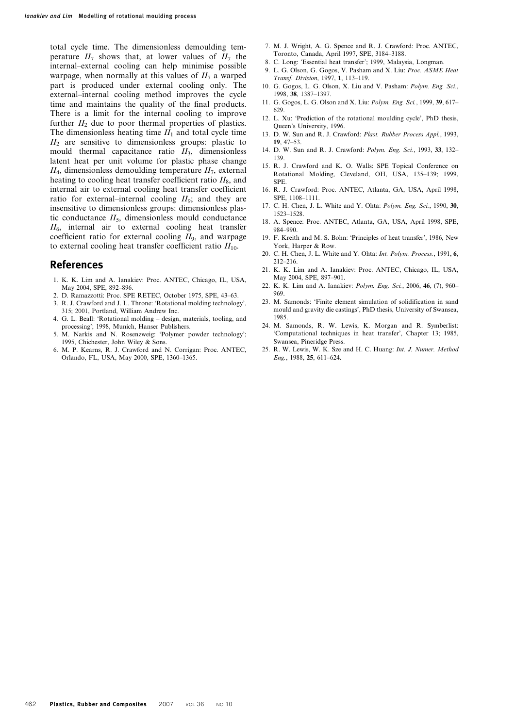total cycle time. The dimensionless demoulding temperature $\Pi_7$ shows that, at lower values of $\Pi_7$ the internal–external cooling can help minimise possible warpage, when normally at this values of $\Pi_7$ a warped part is produced under external cooling only. The external–internal cooling method improves the cycle time and maintains the quality of the final products. There is a limit for the internal cooling to improve further $\Pi_2$ due to poor thermal properties of plastics. The dimensionless heating time $\Pi_1$ and total cycle time $\Pi_2$ are sensitive to dimensionless groups: plastic to mould thermal capacitance ratio $\Pi_3$, dimensionless latent heat per unit volume for plastic phase change $\Pi_4$, dimensionless demoulding temperature $\Pi_7$, external heating to cooling heat transfer coefficient ratio $\Pi_8$, and internal air to external cooling heat transfer coefficient ratio for external–internal cooling $\Pi_9$; and they are insensitive to dimensionless groups: dimensionless plastic conductance $\Pi_5$, dimensionless mould conductance $\Pi_6$, internal air to external cooling heat transfer coefficient ratio for external cooling $\Pi_9$, and warpage to external cooling heat transfer coefficient ratio $\Pi_{10}$.

## References

1. K. K. Lim and A. Ianakiev: Proc. ANTEC, Chicago, IL, USA, May 2004, SPE, 892–896.
2. D. Ramazzotti: Proc. SPE RETEC, October 1975, SPE, 43–63.
3. R. J. Crawford and J. L. Throne: 'Rotational molding technology', 315; 2001, Portland, William Andrew Inc.
4. G. L. Beall: 'Rotational molding – design, materials, tooling, and processing'; 1998, Munich, Hanser Publishers.
5. M. Narkis and N. Rosenzweig: 'Polymer powder technology'; 1995, Chichester, John Wiley & Sons.
6. M. P. Kearns, R. J. Crawford and N. Corrigan: Proc. ANTEC, Orlando, FL, USA, May 2000, SPE, 1360–1365.
7. M. J. Wright, A. G. Spence and R. J. Crawford: Proc. ANTEC, Toronto, Canada, April 1997, SPE, 3184–3188.
8. C. Long: 'Essential heat transfer'; 1999, Malaysia, Longman.
9. L. G. Olson, G. Gogos, V. Pasham and X. Liu: *Proc. ASME Heat Transf. Division*, 1997, **1**, 113–119.
10. G. Gogos, L. G. Olson, X. Liu and V. Pasham: *Polym. Eng. Sci.*, 1998, **38**, 1387–1397.
11. G. Gogos, L. G. Olson and X. Liu: *Polym. Eng. Sci.*, 1999, **39**, 617–629.
12. L. Xu: 'Prediction of the rotational moulding cycle', PhD thesis, Queen's University, 1996.
13. D. W. Sun and R. J. Crawford: *Plast. Rubber Process Appl.*, 1993, **19**, 47–53.
14. D. W. Sun and R. J. Crawford: *Polym. Eng. Sci.*, 1993, **33**, 132–139.
15. R. J. Crawford and K. O. Walls: SPE Topical Conference on Rotational Molding, Cleveland, OH, USA, 135–139; 1999, SPE.
16. R. J. Crawford: Proc. ANTEC, Atlanta, GA, USA, April 1998, SPE, 1108–1111.
17. C. H. Chen, J. L. White and Y. Ohta: *Polym. Eng. Sci.*, 1990, **30**, 1523–1528.
18. A. Spence: Proc. ANTEC, Atlanta, GA, USA, April 1998, SPE, 984–990.
19. F. Kreith and M. S. Bohn: 'Principles of heat transfer', 1986, New York, Harper & Row.
20. C. H. Chen, J. L. White and Y. Ohta: *Int. Polym. Process.*, 1991, **6**, 212–216.
21. K. K. Lim and A. Ianakiev: Proc. ANTEC, Chicago, IL, USA, May 2004, SPE, 897–901.
22. K. K. Lim and A. Ianakiev: *Polym. Eng. Sci.*, 2006, **46**, (7), 960–969.
23. M. Samonds: 'Finite element simulation of solidification in sand mould and gravity die castings', PhD thesis, University of Swansea, 1985.
24. M. Samonds, R. W. Lewis, K. Morgan and R. Symberlist: 'Computational techniques in heat transfer', Chapter 13; 1985, Swansea, Pineridge Press.
25. R. W. Lewis, W. K. Sze and H. C. Huang: *Int. J. Numer. Method Eng.*, 1988, **25**, 611–624.